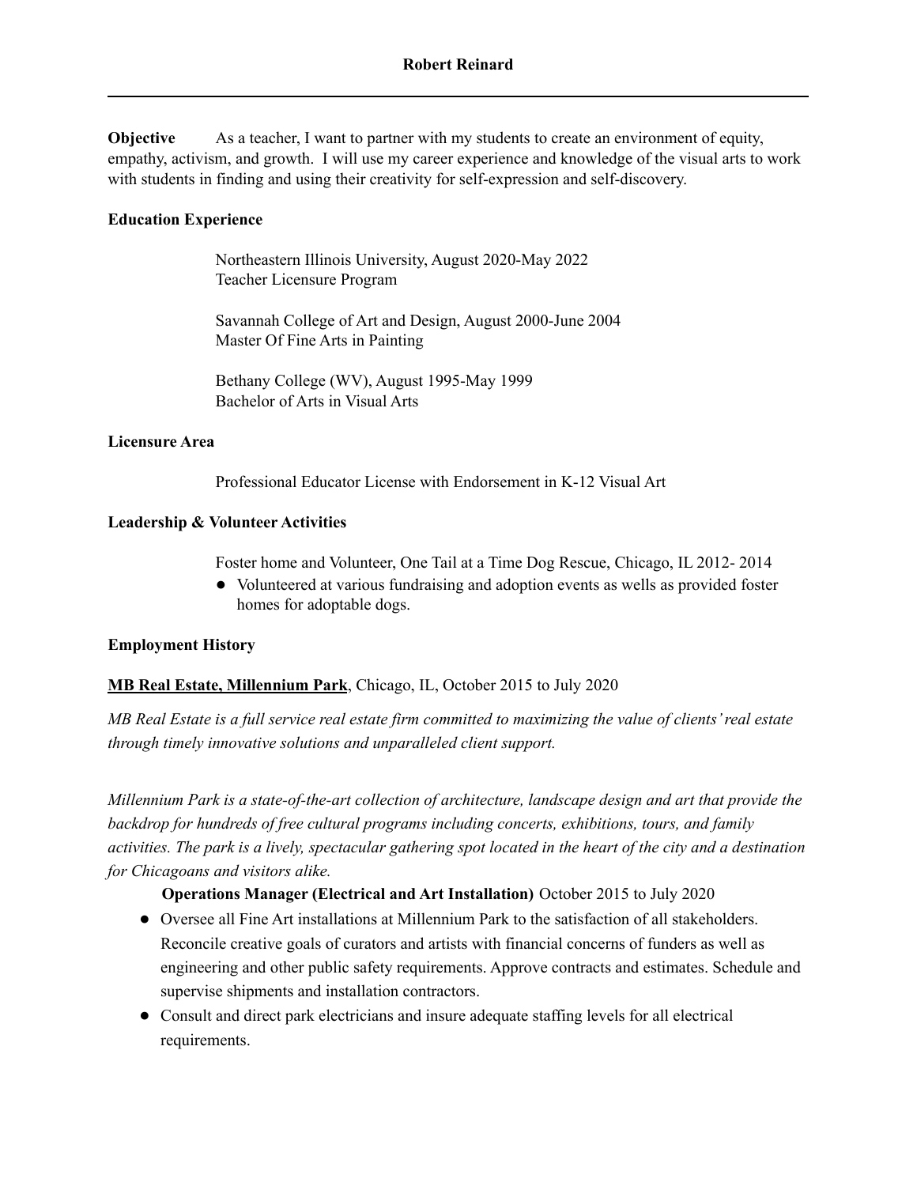# Robert Reinard

**Objective** As a teacher, I want to partner with my students to create an environment of equity, empathy, activism, and growth. I will use my career experience and knowledge of the visual arts to work with students in finding and using their creativity for self-expression and self-discovery.

**Education Experience**

Northeastern Illinois University, August 2020-May 2022
Teacher Licensure Program

Savannah College of Art and Design, August 2000-June 2004
Master Of Fine Arts in Painting

Bethany College (WV), August 1995-May 1999
Bachelor of Arts in Visual Arts

**Licensure Area**

Professional Educator License with Endorsement in K-12 Visual Art

**Leadership & Volunteer Activities**

Foster home and Volunteer, One Tail at a Time Dog Rescue, Chicago, IL 2012- 2014

- Volunteered at various fundraising and adoption events as wells as provided foster homes for adoptable dogs.

**Employment History**

**MB Real Estate, Millennium Park**, Chicago, IL, October 2015 to July 2020

*MB Real Estate is a full service real estate firm committed to maximizing the value of clients' real estate through timely innovative solutions and unparalleled client support.*

*Millennium Park is a state-of-the-art collection of architecture, landscape design and art that provide the backdrop for hundreds of free cultural programs including concerts, exhibitions, tours, and family activities. The park is a lively, spectacular gathering spot located in the heart of the city and a destination for Chicagoans and visitors alike.*

**Operations Manager (Electrical and Art Installation)** October 2015 to July 2020

- Oversee all Fine Art installations at Millennium Park to the satisfaction of all stakeholders. Reconcile creative goals of curators and artists with financial concerns of funders as well as engineering and other public safety requirements. Approve contracts and estimates. Schedule and supervise shipments and installation contractors.
- Consult and direct park electricians and insure adequate staffing levels for all electrical requirements.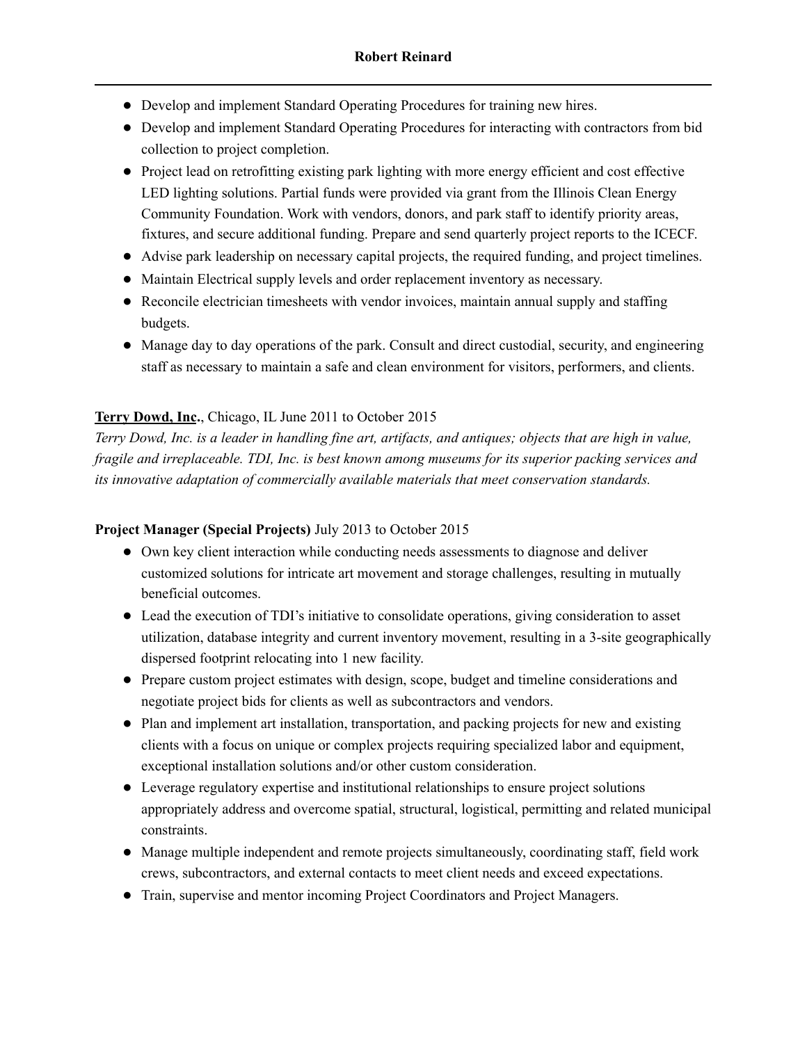- Develop and implement Standard Operating Procedures for training new hires.
- Develop and implement Standard Operating Procedures for interacting with contractors from bid collection to project completion.
- Project lead on retrofitting existing park lighting with more energy efficient and cost effective LED lighting solutions. Partial funds were provided via grant from the Illinois Clean Energy Community Foundation. Work with vendors, donors, and park staff to identify priority areas, fixtures, and secure additional funding. Prepare and send quarterly project reports to the ICECF.
- Advise park leadership on necessary capital projects, the required funding, and project timelines.
- Maintain Electrical supply levels and order replacement inventory as necessary.
- Reconcile electrician timesheets with vendor invoices, maintain annual supply and staffing budgets.
- Manage day to day operations of the park. Consult and direct custodial, security, and engineering staff as necessary to maintain a safe and clean environment for visitors, performers, and clients.

**Terry Dowd, Inc.**, Chicago, IL June 2011 to October 2015

*Terry Dowd, Inc. is a leader in handling fine art, artifacts, and antiques; objects that are high in value, fragile and irreplaceable. TDI, Inc. is best known among museums for its superior packing services and its innovative adaptation of commercially available materials that meet conservation standards.*

**Project Manager (Special Projects)** July 2013 to October 2015

- Own key client interaction while conducting needs assessments to diagnose and deliver customized solutions for intricate art movement and storage challenges, resulting in mutually beneficial outcomes.
- Lead the execution of TDI's initiative to consolidate operations, giving consideration to asset utilization, database integrity and current inventory movement, resulting in a 3-site geographically dispersed footprint relocating into 1 new facility.
- Prepare custom project estimates with design, scope, budget and timeline considerations and negotiate project bids for clients as well as subcontractors and vendors.
- Plan and implement art installation, transportation, and packing projects for new and existing clients with a focus on unique or complex projects requiring specialized labor and equipment, exceptional installation solutions and/or other custom consideration.
- Leverage regulatory expertise and institutional relationships to ensure project solutions appropriately address and overcome spatial, structural, logistical, permitting and related municipal constraints.
- Manage multiple independent and remote projects simultaneously, coordinating staff, field work crews, subcontractors, and external contacts to meet client needs and exceed expectations.
- Train, supervise and mentor incoming Project Coordinators and Project Managers.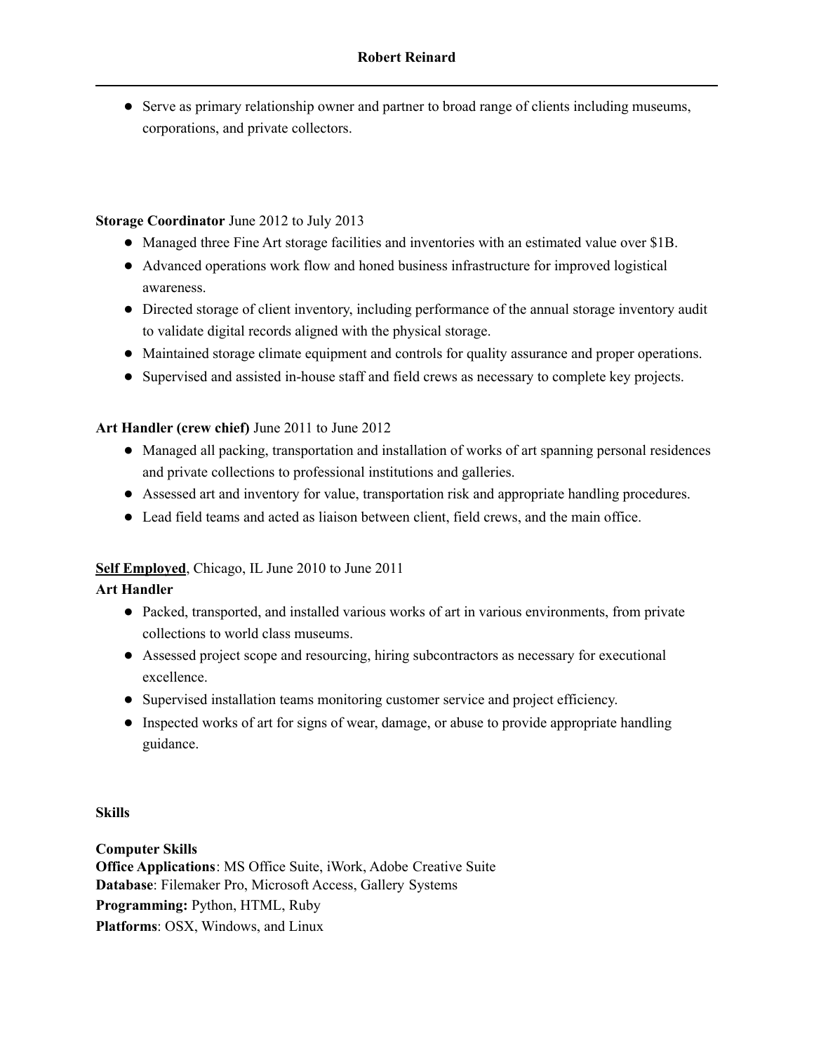- Serve as primary relationship owner and partner to broad range of clients including museums, corporations, and private collectors.

**Storage Coordinator** June 2012 to July 2013

- Managed three Fine Art storage facilities and inventories with an estimated value over $1B.
- Advanced operations work flow and honed business infrastructure for improved logistical awareness.
- Directed storage of client inventory, including performance of the annual storage inventory audit to validate digital records aligned with the physical storage.
- Maintained storage climate equipment and controls for quality assurance and proper operations.
- Supervised and assisted in-house staff and field crews as necessary to complete key projects.

**Art Handler (crew chief)** June 2011 to June 2012

- Managed all packing, transportation and installation of works of art spanning personal residences and private collections to professional institutions and galleries.
- Assessed art and inventory for value, transportation risk and appropriate handling procedures.
- Lead field teams and acted as liaison between client, field crews, and the main office.

**Self Employed**, Chicago, IL June 2010 to June 2011
**Art Handler**

- Packed, transported, and installed various works of art in various environments, from private collections to world class museums.
- Assessed project scope and resourcing, hiring subcontractors as necessary for executional excellence.
- Supervised installation teams monitoring customer service and project efficiency.
- Inspected works of art for signs of wear, damage, or abuse to provide appropriate handling guidance.

**Skills**

**Computer Skills**
**Office Applications**: MS Office Suite, iWork, Adobe Creative Suite
**Database**: Filemaker Pro, Microsoft Access, Gallery Systems
**Programming:** Python, HTML, Ruby
**Platforms**: OSX, Windows, and Linux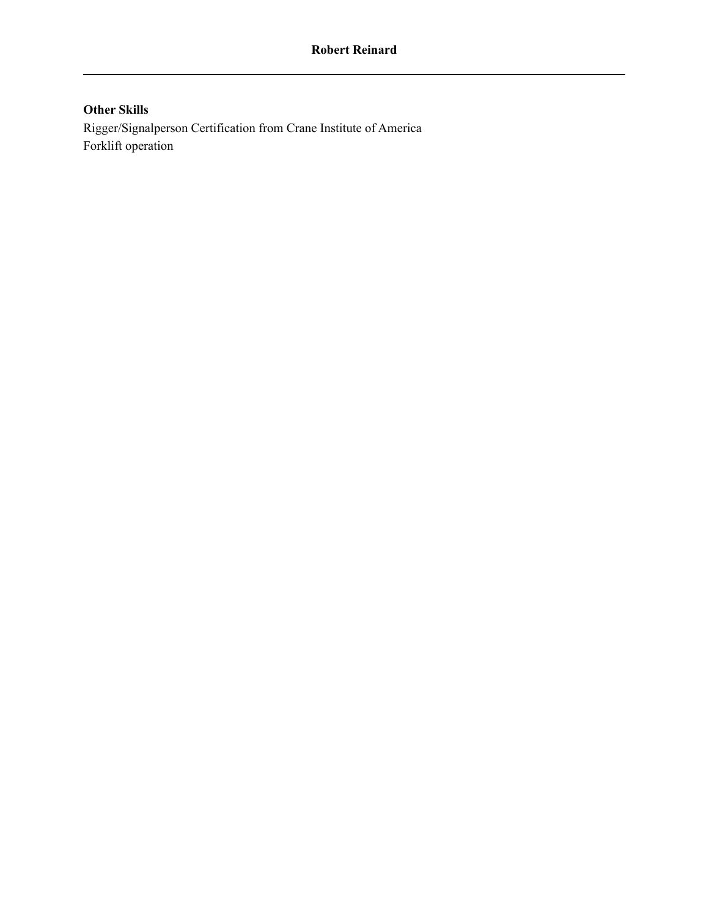**Other Skills**

Rigger/Signalperson Certification from Crane Institute of America
Forklift operation